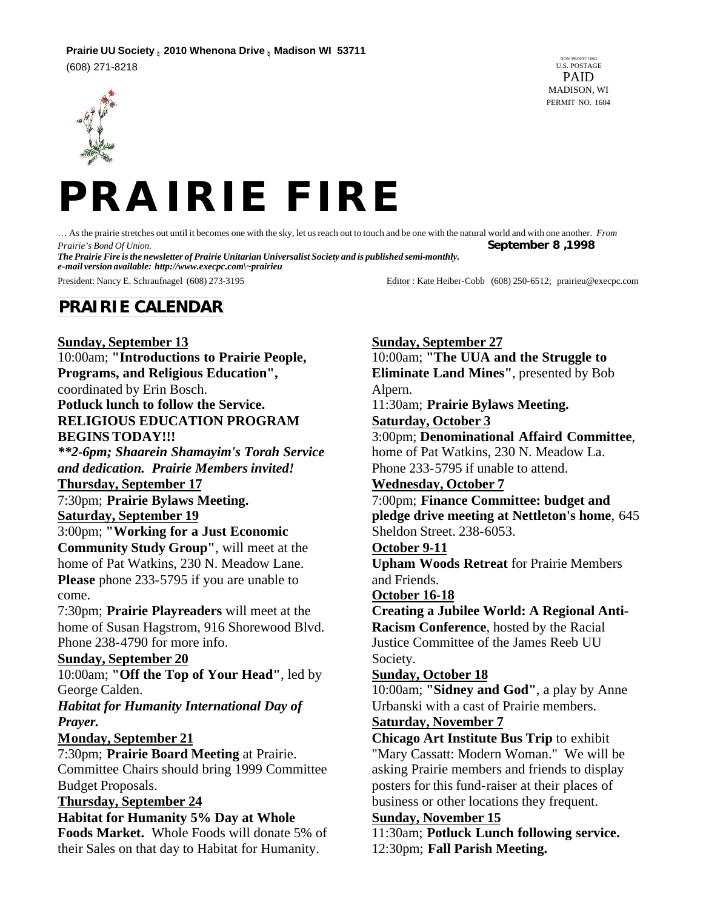**Prairie UU Society ; 2010 Whenona Drive ; Madison WI 53711**
(608) 271-8218

NON PROFIT ORG
U.S. POSTAGE
PAID
MADISON, WI
PERMIT NO. 1604

# PRAIRIE FIRE

… As the prairie stretches out until it becomes one with the sky, let us reach out to touch and be one with the natural world and with one another. *From Prairie's Bond Of Union.*

**September 8 ,1998**

***The Prairie Fire is the newsletter of Prairie Unitarian Universalist Society and is published semi-monthly.***
***e-mail version available: http://www.execpc.com\~prairieu***

President: Nancy E. Schraufnagel (608) 273-3195

Editor : Kate Heiber-Cobb (608) 250-6512; prairieu@execpc.com

## PRAIRIE CALENDAR

**Sunday, September 13**
10:00am; **"Introductions to Prairie People, Programs, and Religious Education",** coordinated by Erin Bosch.
**Potluck lunch to follow the Service.**
**RELIGIOUS EDUCATION PROGRAM BEGINS TODAY!!!**
***\*\*2-6pm; Shaarein Shamayim's Torah Service and dedication. Prairie Members invited!***

**Thursday, September 17**
7:30pm; **Prairie Bylaws Meeting.**

**Saturday, September 19**
3:00pm; **"Working for a Just Economic Community Study Group"**, will meet at the home of Pat Watkins, 230 N. Meadow Lane. **Please** phone 233-5795 if you are unable to come.
7:30pm; **Prairie Playreaders** will meet at the home of Susan Hagstrom, 916 Shorewood Blvd. Phone 238-4790 for more info.

**Sunday, September 20**
10:00am; **"Off the Top of Your Head"**, led by George Calden.
***Habitat for Humanity International Day of Prayer.***

**Monday, September 21**
7:30pm; **Prairie Board Meeting** at Prairie. Committee Chairs should bring 1999 Committee Budget Proposals.

**Thursday, September 24**
**Habitat for Humanity 5% Day at Whole Foods Market.** Whole Foods will donate 5% of their Sales on that day to Habitat for Humanity.

**Sunday, September 27**
10:00am; **"The UUA and the Struggle to Eliminate Land Mines"**, presented by Bob Alpern.
11:30am; **Prairie Bylaws Meeting.**

**Saturday, October 3**
3:00pm; **Denominational Affaird Committee**, home of Pat Watkins, 230 N. Meadow La. Phone 233-5795 if unable to attend.

**Wednesday, October 7**
7:00pm; **Finance Committee: budget and pledge drive meeting at Nettleton's home**, 645 Sheldon Street. 238-6053.

**October 9-11**
**Upham Woods Retreat** for Prairie Members and Friends.

**October 16-18**
**Creating a Jubilee World: A Regional Anti-Racism Conference**, hosted by the Racial Justice Committee of the James Reeb UU Society.

**Sunday, October 18**
10:00am; **"Sidney and God"**, a play by Anne Urbanski with a cast of Prairie members.

**Saturday, November 7**
**Chicago Art Institute Bus Trip** to exhibit "Mary Cassatt: Modern Woman." We will be asking Prairie members and friends to display posters for this fund-raiser at their places of business or other locations they frequent.

**Sunday, November 15**
11:30am; **Potluck Lunch following service.**
12:30pm; **Fall Parish Meeting.**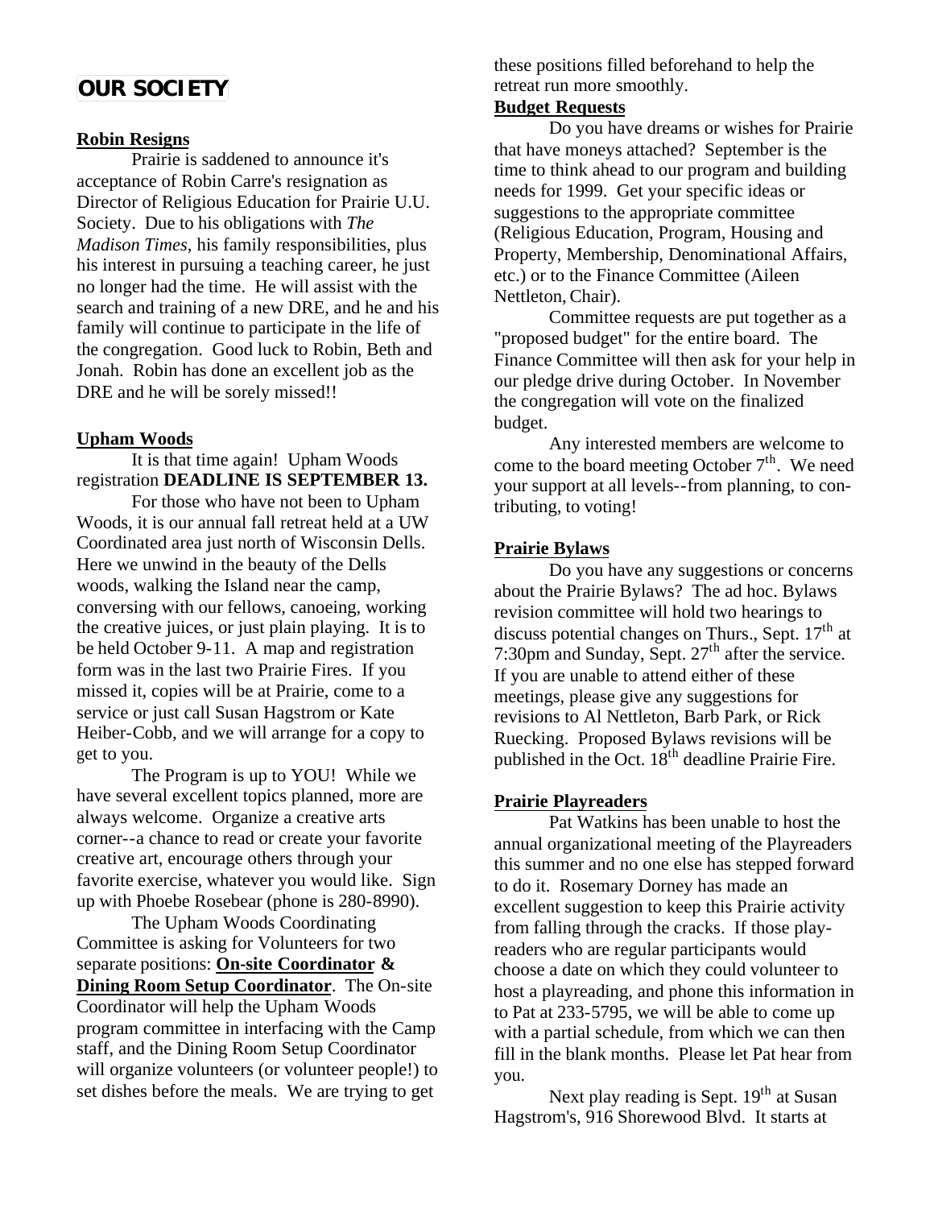# OUR SOCIETY

**Robin Resigns**

Prairie is saddened to announce it's acceptance of Robin Carre's resignation as Director of Religious Education for Prairie U.U. Society. Due to his obligations with *The Madison Times*, his family responsibilities, plus his interest in pursuing a teaching career, he just no longer had the time. He will assist with the search and training of a new DRE, and he and his family will continue to participate in the life of the congregation. Good luck to Robin, Beth and Jonah. Robin has done an excellent job as the DRE and he will be sorely missed!!

**Upham Woods**

It is that time again! Upham Woods registration **DEADLINE IS SEPTEMBER 13.**

For those who have not been to Upham Woods, it is our annual fall retreat held at a UW Coordinated area just north of Wisconsin Dells. Here we unwind in the beauty of the Dells woods, walking the Island near the camp, conversing with our fellows, canoeing, working the creative juices, or just plain playing. It is to be held October 9-11. A map and registration form was in the last two Prairie Fires. If you missed it, copies will be at Prairie, come to a service or just call Susan Hagstrom or Kate Heiber-Cobb, and we will arrange for a copy to get to you.

The Program is up to YOU! While we have several excellent topics planned, more are always welcome. Organize a creative arts corner--a chance to read or create your favorite creative art, encourage others through your favorite exercise, whatever you would like. Sign up with Phoebe Rosebear (phone is 280-8990).

The Upham Woods Coordinating Committee is asking for Volunteers for two separate positions: **On-site Coordinator & Dining Room Setup Coordinator**. The On-site Coordinator will help the Upham Woods program committee in interfacing with the Camp staff, and the Dining Room Setup Coordinator will organize volunteers (or volunteer people!) to set dishes before the meals. We are trying to get these positions filled beforehand to help the retreat run more smoothly.

**Budget Requests**

Do you have dreams or wishes for Prairie that have moneys attached? September is the time to think ahead to our program and building needs for 1999. Get your specific ideas or suggestions to the appropriate committee (Religious Education, Program, Housing and Property, Membership, Denominational Affairs, etc.) or to the Finance Committee (Aileen Nettleton, Chair).

Committee requests are put together as a "proposed budget" for the entire board. The Finance Committee will then ask for your help in our pledge drive during October. In November the congregation will vote on the finalized budget.

Any interested members are welcome to come to the board meeting October 7th. We need your support at all levels--from planning, to contributing, to voting!

**Prairie Bylaws**

Do you have any suggestions or concerns about the Prairie Bylaws? The ad hoc. Bylaws revision committee will hold two hearings to discuss potential changes on Thurs., Sept. 17th at 7:30pm and Sunday, Sept. 27th after the service. If you are unable to attend either of these meetings, please give any suggestions for revisions to Al Nettleton, Barb Park, or Rick Ruecking. Proposed Bylaws revisions will be published in the Oct. 18th deadline Prairie Fire.

**Prairie Playreaders**

Pat Watkins has been unable to host the annual organizational meeting of the Playreaders this summer and no one else has stepped forward to do it. Rosemary Dorney has made an excellent suggestion to keep this Prairie activity from falling through the cracks. If those playreaders who are regular participants would choose a date on which they could volunteer to host a playreading, and phone this information in to Pat at 233-5795, we will be able to come up with a partial schedule, from which we can then fill in the blank months. Please let Pat hear from you.

Next play reading is Sept. 19th at Susan Hagstrom's, 916 Shorewood Blvd. It starts at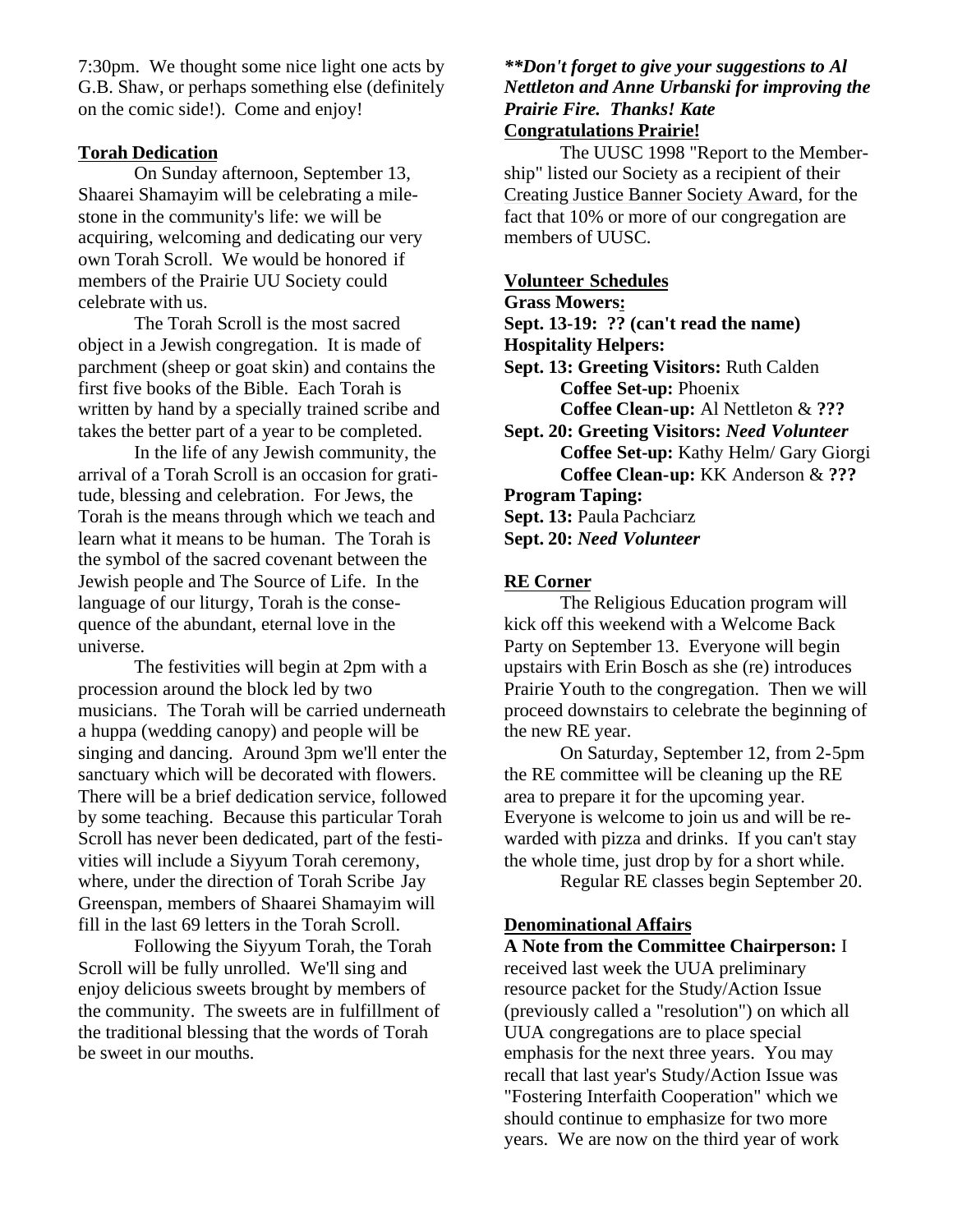7:30pm. We thought some nice light one acts by G.B. Shaw, or perhaps something else (definitely on the comic side!). Come and enjoy!

**Torah Dedication**

On Sunday afternoon, September 13, Shaarei Shamayim will be celebrating a milestone in the community's life: we will be acquiring, welcoming and dedicating our very own Torah Scroll. We would be honored if members of the Prairie UU Society could celebrate with us.

The Torah Scroll is the most sacred object in a Jewish congregation. It is made of parchment (sheep or goat skin) and contains the first five books of the Bible. Each Torah is written by hand by a specially trained scribe and takes the better part of a year to be completed.

In the life of any Jewish community, the arrival of a Torah Scroll is an occasion for gratitude, blessing and celebration. For Jews, the Torah is the means through which we teach and learn what it means to be human. The Torah is the symbol of the sacred covenant between the Jewish people and The Source of Life. In the language of our liturgy, Torah is the consequence of the abundant, eternal love in the universe.

The festivities will begin at 2pm with a procession around the block led by two musicians. The Torah will be carried underneath a huppa (wedding canopy) and people will be singing and dancing. Around 3pm we'll enter the sanctuary which will be decorated with flowers. There will be a brief dedication service, followed by some teaching. Because this particular Torah Scroll has never been dedicated, part of the festivities will include a Siyyum Torah ceremony, where, under the direction of Torah Scribe Jay Greenspan, members of Shaarei Shamayim will fill in the last 69 letters in the Torah Scroll.

Following the Siyyum Torah, the Torah Scroll will be fully unrolled. We'll sing and enjoy delicious sweets brought by members of the community. The sweets are in fulfillment of the traditional blessing that the words of Torah be sweet in our mouths.

***\*\*Don't forget to give your suggestions to Al Nettleton and Anne Urbanski for improving the Prairie Fire. Thanks! Kate***

**Congratulations Prairie!**

The UUSC 1998 "Report to the Membership" listed our Society as a recipient of their Creating Justice Banner Society Award, for the fact that 10% or more of our congregation are members of UUSC.

**Volunteer Schedules**

**Grass Mowers:**
**Sept. 13-19: ?? (can't read the name)**
**Hospitality Helpers:**
**Sept. 13: Greeting Visitors:** Ruth Calden
  **Coffee Set-up:** Phoenix
  **Coffee Clean-up:** Al Nettleton & **???**
**Sept. 20: Greeting Visitors:** ***Need Volunteer***
  **Coffee Set-up:** Kathy Helm/ Gary Giorgi
  **Coffee Clean-up:** KK Anderson & **???**
**Program Taping:**
**Sept. 13:** Paula Pachciarz
**Sept. 20:** ***Need Volunteer***

**RE Corner**

The Religious Education program will kick off this weekend with a Welcome Back Party on September 13. Everyone will begin upstairs with Erin Bosch as she (re) introduces Prairie Youth to the congregation. Then we will proceed downstairs to celebrate the beginning of the new RE year.

On Saturday, September 12, from 2-5pm the RE committee will be cleaning up the RE area to prepare it for the upcoming year. Everyone is welcome to join us and will be rewarded with pizza and drinks. If you can't stay the whole time, just drop by for a short while.

Regular RE classes begin September 20.

**Denominational Affairs**

**A Note from the Committee Chairperson:** I received last week the UUA preliminary resource packet for the Study/Action Issue (previously called a "resolution") on which all UUA congregations are to place special emphasis for the next three years. You may recall that last year's Study/Action Issue was "Fostering Interfaith Cooperation" which we should continue to emphasize for two more years. We are now on the third year of work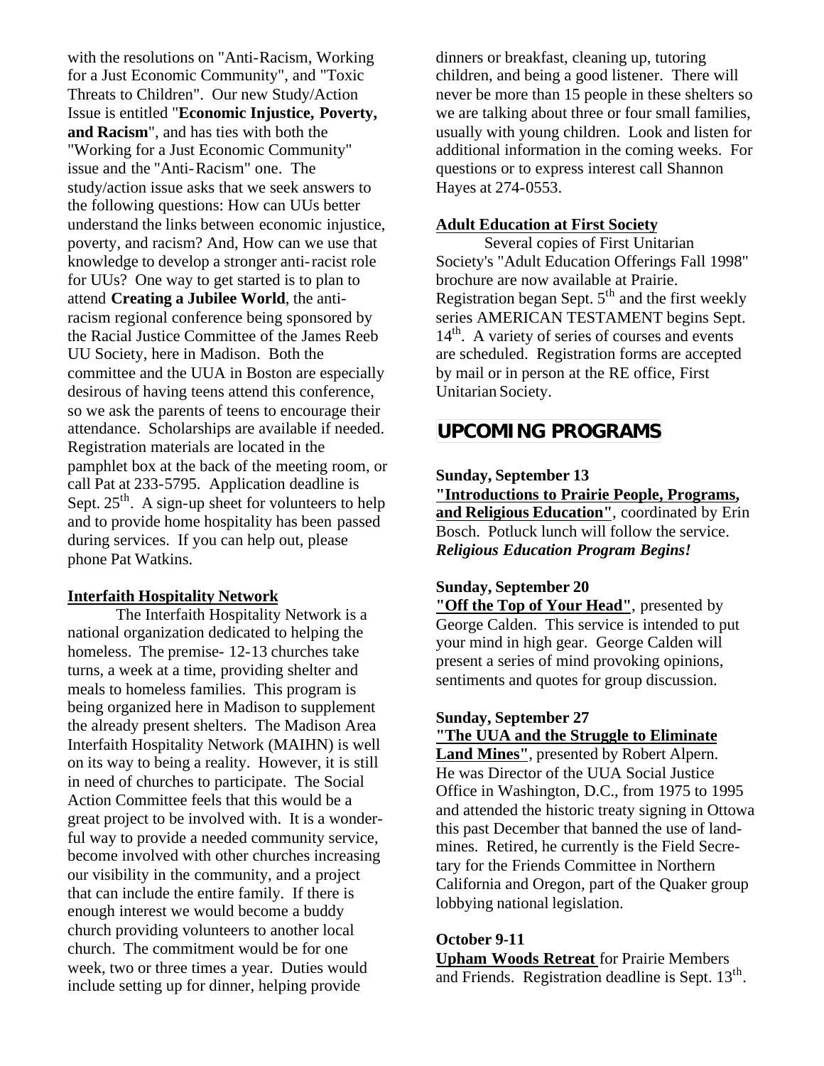with the resolutions on "Anti-Racism, Working for a Just Economic Community", and "Toxic Threats to Children". Our new Study/Action Issue is entitled "**Economic Injustice, Poverty, and Racism**", and has ties with both the "Working for a Just Economic Community" issue and the "Anti-Racism" one. The study/action issue asks that we seek answers to the following questions: How can UUs better understand the links between economic injustice, poverty, and racism? And, How can we use that knowledge to develop a stronger anti-racist role for UUs? One way to get started is to plan to attend **Creating a Jubilee World**, the anti-racism regional conference being sponsored by the Racial Justice Committee of the James Reeb UU Society, here in Madison. Both the committee and the UUA in Boston are especially desirous of having teens attend this conference, so we ask the parents of teens to encourage their attendance. Scholarships are available if needed. Registration materials are located in the pamphlet box at the back of the meeting room, or call Pat at 233-5795. Application deadline is Sept. 25th. A sign-up sheet for volunteers to help and to provide home hospitality has been passed during services. If you can help out, please phone Pat Watkins.

**Interfaith Hospitality Network**

The Interfaith Hospitality Network is a national organization dedicated to helping the homeless. The premise- 12-13 churches take turns, a week at a time, providing shelter and meals to homeless families. This program is being organized here in Madison to supplement the already present shelters. The Madison Area Interfaith Hospitality Network (MAIHN) is well on its way to being a reality. However, it is still in need of churches to participate. The Social Action Committee feels that this would be a great project to be involved with. It is a wonderful way to provide a needed community service, become involved with other churches increasing our visibility in the community, and a project that can include the entire family. If there is enough interest we would become a buddy church providing volunteers to another local church. The commitment would be for one week, two or three times a year. Duties would include setting up for dinner, helping provide dinners or breakfast, cleaning up, tutoring children, and being a good listener. There will never be more than 15 people in these shelters so we are talking about three or four small families, usually with young children. Look and listen for additional information in the coming weeks. For questions or to express interest call Shannon Hayes at 274-0553.

**Adult Education at First Society**

Several copies of First Unitarian Society's "Adult Education Offerings Fall 1998" brochure are now available at Prairie. Registration began Sept. 5th and the first weekly series AMERICAN TESTAMENT begins Sept. 14th. A variety of series of courses and events are scheduled. Registration forms are accepted by mail or in person at the RE office, First Unitarian Society.

## UPCOMING PROGRAMS

**Sunday, September 13**
**"Introductions to Prairie People, Programs, and Religious Education"**, coordinated by Erin Bosch. Potluck lunch will follow the service. ***Religious Education Program Begins!***

**Sunday, September 20**
**"Off the Top of Your Head"**, presented by George Calden. This service is intended to put your mind in high gear. George Calden will present a series of mind provoking opinions, sentiments and quotes for group discussion.

**Sunday, September 27**
**"The UUA and the Struggle to Eliminate Land Mines"**, presented by Robert Alpern. He was Director of the UUA Social Justice Office in Washington, D.C., from 1975 to 1995 and attended the historic treaty signing in Ottowa this past December that banned the use of land-mines. Retired, he currently is the Field Secretary for the Friends Committee in Northern California and Oregon, part of the Quaker group lobbying national legislation.

**October 9-11**
**Upham Woods Retreat** for Prairie Members and Friends. Registration deadline is Sept. 13th.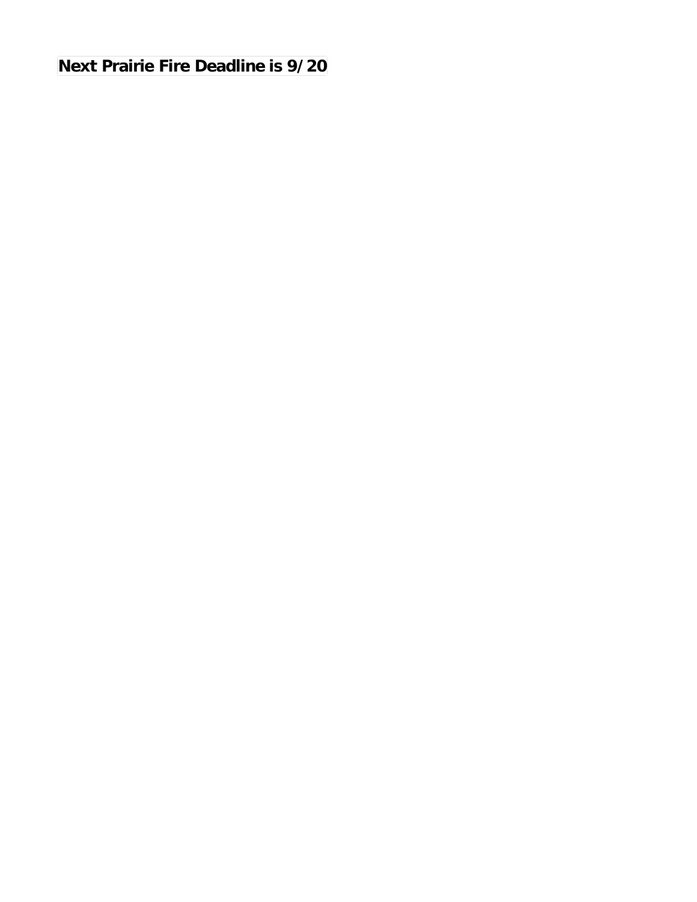**Next Prairie Fire Deadline is 9/20**